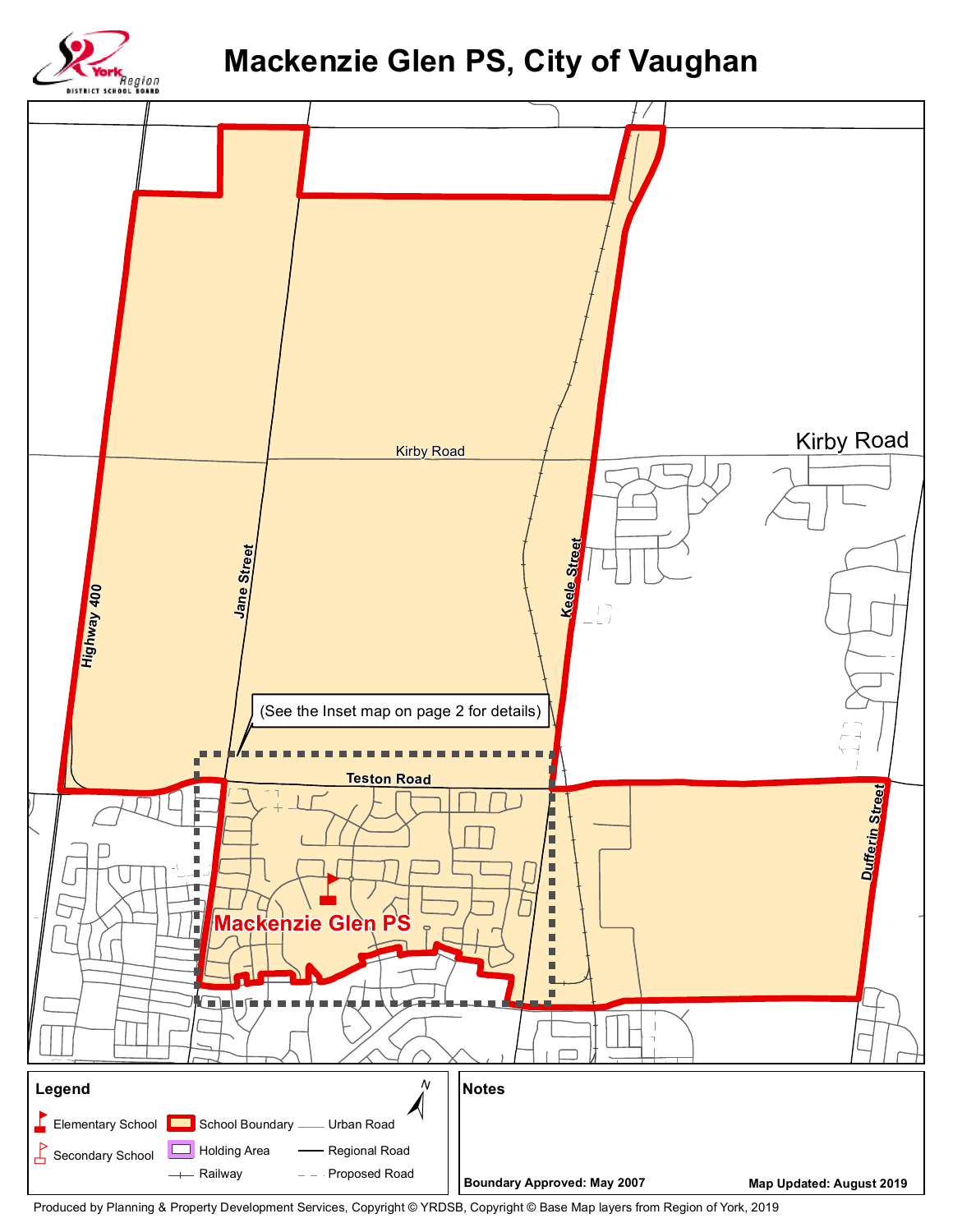# Mackenzie Glen PS, City of Vaughan

Kirby Road

Kirby Road

Highway 400

Jane Street

Keele Street

(See the Inset map on page 2 for details)

Teston Road

Dufferin Street

Mackenzie Glen PS

## Legend

Elementary School

Secondary School

School Boundary

Holding Area

Railway

Urban Road

Regional Road

Proposed Road

N

## Notes

**Boundary Approved: May 2007**

**Map Updated: August 2019**

Produced by Planning & Property Development Services, Copyright © YRDSB, Copyright © Base Map layers from Region of York, 2019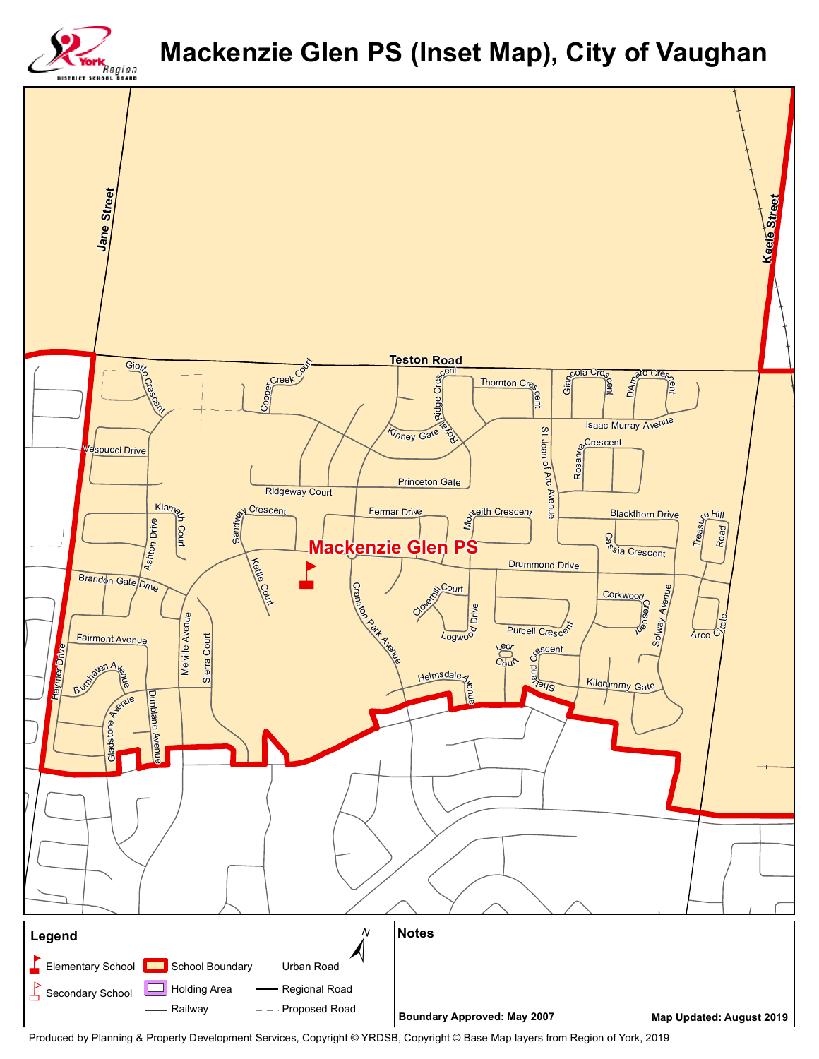# Mackenzie Glen PS (Inset Map), City of Vaughan

York Region District School Board

Jane Street

Keele Street

Teston Road

Giotto Crescent

Cooper Creek Court

Royal Ridge Crescent

Thornton Crescent

Giancola Crescent

D'Amato Crescent

Isaac Murray Avenue

Kinney Gate

Vespucci Drive

Rosanna Crescent

Princeton Gate

Ridgeway Court

St. Joan of Arc Avenue

Klamath Court

Sandway Crescent

Fermar Drive

Monteith Crescent

Blackthorn Drive

Treasure Hill Road

Ashton Drive

Mackenzie Glen PS

Cassia Crescent

Drummond Drive

Brandon Gate Drive

Kettle Court

Cranston Park Avenue

Cloverhill Court

Corkwood Crescent

Solway Avenue

Logwood Drive

Purcell Crescent

Arco Circle

Fairmont Avenue

Melville Avenue

Sierra Court

Leor Court

Shetland Crescent

Hayner Drive

Burnhaven Avenue

Helmsdale Avenue

Kildrummy Gate

Gladstone Avenue

Dunblane Avenue

**Legend**

- Elementary School
- Secondary School
- School Boundary
- Holding Area
- Railway
- Urban Road
- Regional Road
- Proposed Road

N

**Notes**

**Boundary Approved: May 2007**

**Map Updated: August 2019**

Produced by Planning & Property Development Services, Copyright © YRDSB, Copyright © Base Map layers from Region of York, 2019